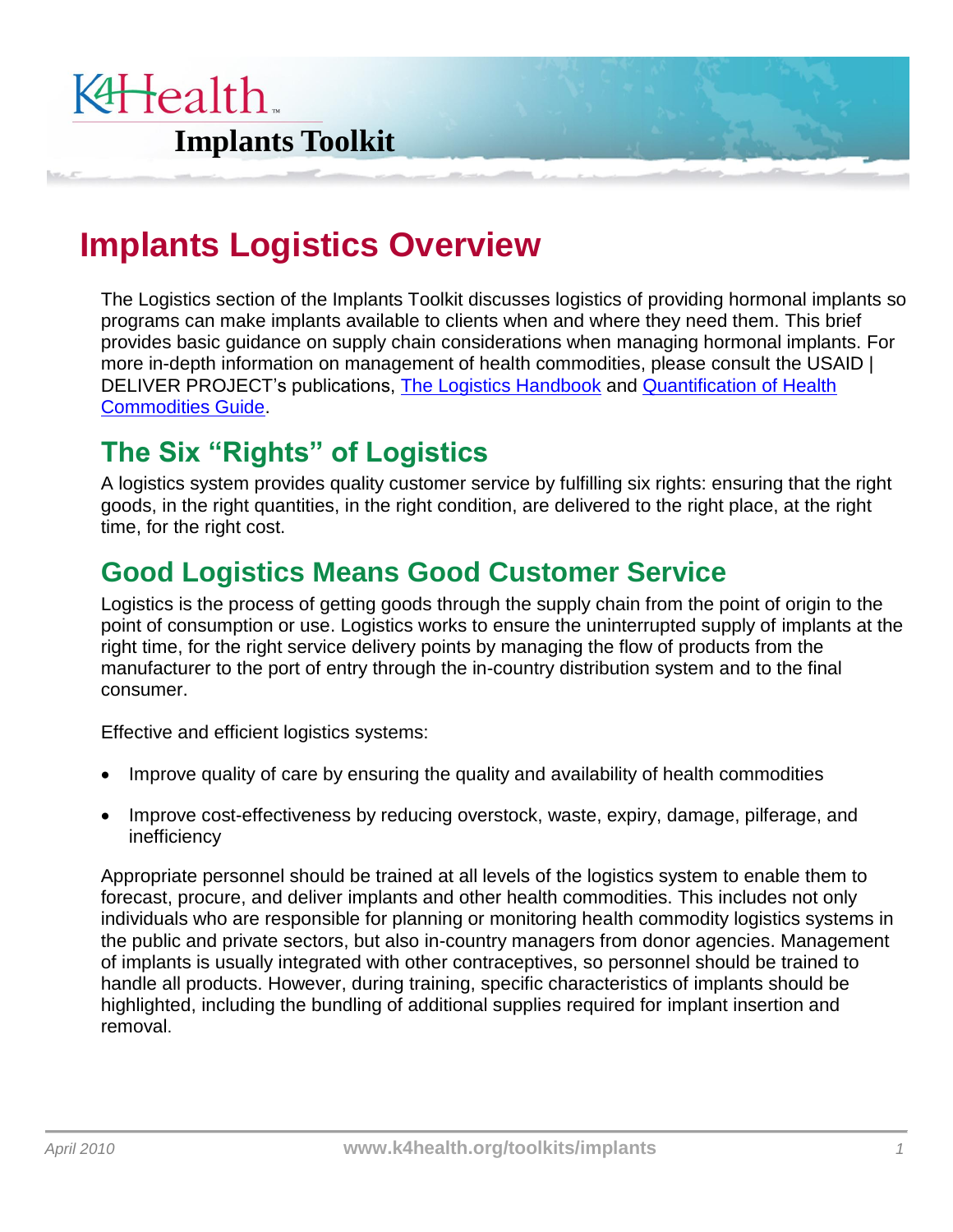K4Health

**Implants Toolkit**

# Implants Logistics Overview

The Logistics section of the Implants Toolkit discusses logistics of providing hormonal implants so programs can make implants available to clients when and where they need them. This brief provides basic guidance on supply chain considerations when managing hormonal implants. For more in-depth information on management of health commodities, please consult the USAID | DELIVER PROJECT's publications, The Logistics Handbook and Quantification of Health Commodities Guide.

## The Six "Rights" of Logistics

A logistics system provides quality customer service by fulfilling six rights: ensuring that the right goods, in the right quantities, in the right condition, are delivered to the right place, at the right time, for the right cost.

## Good Logistics Means Good Customer Service

Logistics is the process of getting goods through the supply chain from the point of origin to the point of consumption or use. Logistics works to ensure the uninterrupted supply of implants at the right time, for the right service delivery points by managing the flow of products from the manufacturer to the port of entry through the in-country distribution system and to the final consumer.

Effective and efficient logistics systems:

- Improve quality of care by ensuring the quality and availability of health commodities
- Improve cost-effectiveness by reducing overstock, waste, expiry, damage, pilferage, and inefficiency

Appropriate personnel should be trained at all levels of the logistics system to enable them to forecast, procure, and deliver implants and other health commodities. This includes not only individuals who are responsible for planning or monitoring health commodity logistics systems in the public and private sectors, but also in-country managers from donor agencies. Management of implants is usually integrated with other contraceptives, so personnel should be trained to handle all products. However, during training, specific characteristics of implants should be highlighted, including the bundling of additional supplies required for implant insertion and removal.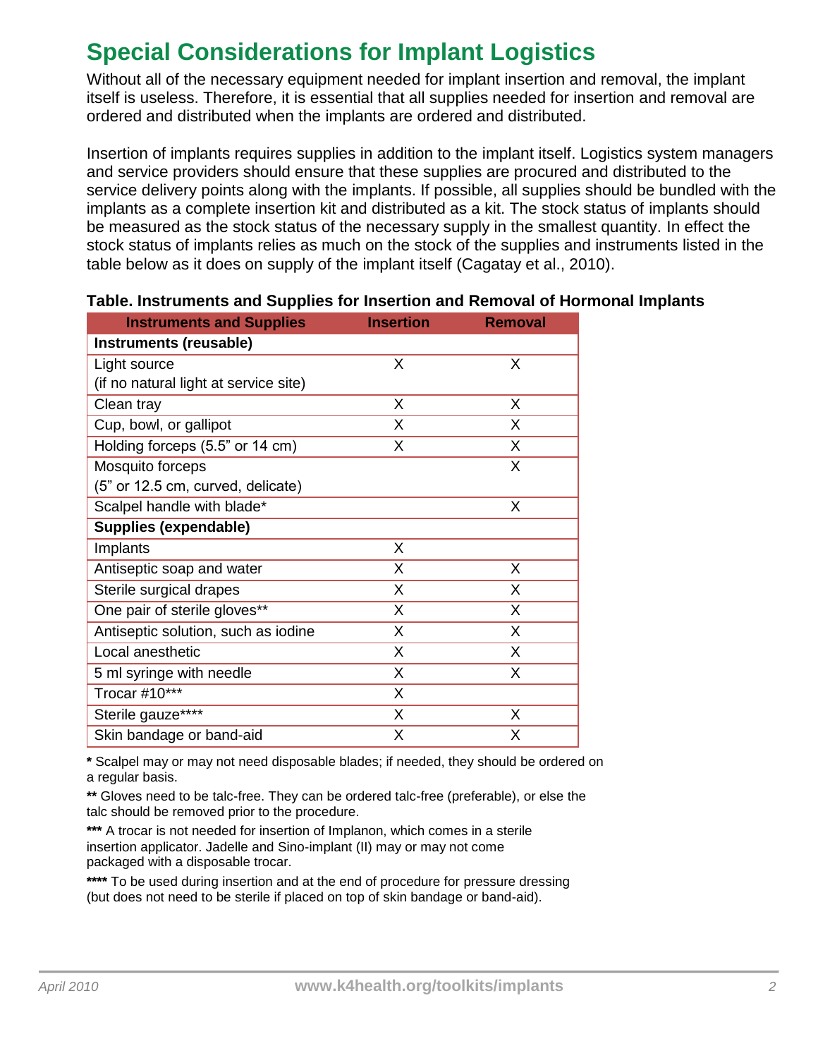# Special Considerations for Implant Logistics

Without all of the necessary equipment needed for implant insertion and removal, the implant itself is useless. Therefore, it is essential that all supplies needed for insertion and removal are ordered and distributed when the implants are ordered and distributed.

Insertion of implants requires supplies in addition to the implant itself. Logistics system managers and service providers should ensure that these supplies are procured and distributed to the service delivery points along with the implants. If possible, all supplies should be bundled with the implants as a complete insertion kit and distributed as a kit. The stock status of implants should be measured as the stock status of the necessary supply in the smallest quantity. In effect the stock status of implants relies as much on the stock of the supplies and instruments listed in the table below as it does on supply of the implant itself (Cagatay et al., 2010).

**Table. Instruments and Supplies for Insertion and Removal of Hormonal Implants**

| Instruments and Supplies | Insertion | Removal |
|---|---|---|
| **Instruments (reusable)** | | |
| Light source (if no natural light at service site) | X | X |
| Clean tray | X | X |
| Cup, bowl, or gallipot | X | X |
| Holding forceps (5.5" or 14 cm) | X | X |
| Mosquito forceps (5" or 12.5 cm, curved, delicate) | | X |
| Scalpel handle with blade* | | X |
| **Supplies (expendable)** | | |
| Implants | X | |
| Antiseptic soap and water | X | X |
| Sterile surgical drapes | X | X |
| One pair of sterile gloves** | X | X |
| Antiseptic solution, such as iodine | X | X |
| Local anesthetic | X | X |
| 5 ml syringe with needle | X | X |
| Trocar #10*** | X | |
| Sterile gauze**** | X | X |
| Skin bandage or band-aid | X | X |

**\*** Scalpel may or may not need disposable blades; if needed, they should be ordered on a regular basis.

**\*\*** Gloves need to be talc-free. They can be ordered talc-free (preferable), or else the talc should be removed prior to the procedure.

**\*\*\*** A trocar is not needed for insertion of Implanon, which comes in a sterile insertion applicator. Jadelle and Sino-implant (II) may or may not come packaged with a disposable trocar.

**\*\*\*\*** To be used during insertion and at the end of procedure for pressure dressing (but does not need to be sterile if placed on top of skin bandage or band-aid).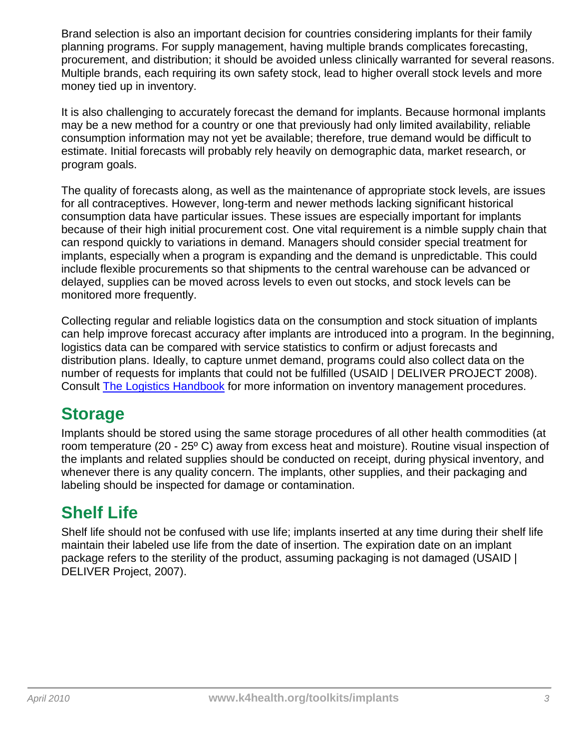Brand selection is also an important decision for countries considering implants for their family planning programs. For supply management, having multiple brands complicates forecasting, procurement, and distribution; it should be avoided unless clinically warranted for several reasons. Multiple brands, each requiring its own safety stock, lead to higher overall stock levels and more money tied up in inventory.

It is also challenging to accurately forecast the demand for implants. Because hormonal implants may be a new method for a country or one that previously had only limited availability, reliable consumption information may not yet be available; therefore, true demand would be difficult to estimate. Initial forecasts will probably rely heavily on demographic data, market research, or program goals.

The quality of forecasts along, as well as the maintenance of appropriate stock levels, are issues for all contraceptives. However, long-term and newer methods lacking significant historical consumption data have particular issues. These issues are especially important for implants because of their high initial procurement cost. One vital requirement is a nimble supply chain that can respond quickly to variations in demand. Managers should consider special treatment for implants, especially when a program is expanding and the demand is unpredictable. This could include flexible procurements so that shipments to the central warehouse can be advanced or delayed, supplies can be moved across levels to even out stocks, and stock levels can be monitored more frequently.

Collecting regular and reliable logistics data on the consumption and stock situation of implants can help improve forecast accuracy after implants are introduced into a program. In the beginning, logistics data can be compared with service statistics to confirm or adjust forecasts and distribution plans. Ideally, to capture unmet demand, programs could also collect data on the number of requests for implants that could not be fulfilled (USAID | DELIVER PROJECT 2008). Consult [The Logistics Handbook]() for more information on inventory management procedures.

## Storage

Implants should be stored using the same storage procedures of all other health commodities (at room temperature (20 - 25º C) away from excess heat and moisture). Routine visual inspection of the implants and related supplies should be conducted on receipt, during physical inventory, and whenever there is any quality concern. The implants, other supplies, and their packaging and labeling should be inspected for damage or contamination.

## Shelf Life

Shelf life should not be confused with use life; implants inserted at any time during their shelf life maintain their labeled use life from the date of insertion. The expiration date on an implant package refers to the sterility of the product, assuming packaging is not damaged (USAID | DELIVER Project, 2007).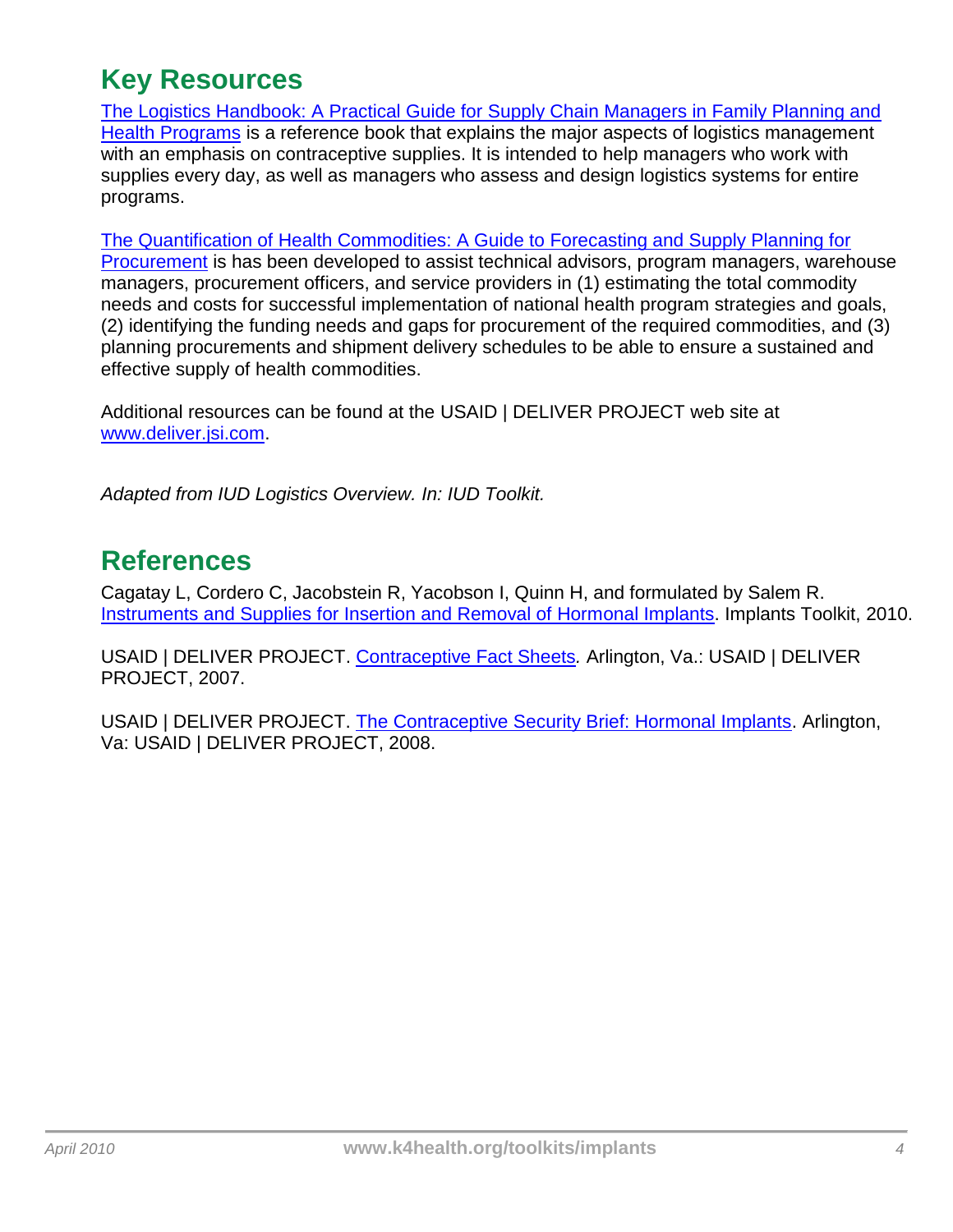## Key Resources

The Logistics Handbook: A Practical Guide for Supply Chain Managers in Family Planning and Health Programs is a reference book that explains the major aspects of logistics management with an emphasis on contraceptive supplies. It is intended to help managers who work with supplies every day, as well as managers who assess and design logistics systems for entire programs.

The Quantification of Health Commodities: A Guide to Forecasting and Supply Planning for Procurement is has been developed to assist technical advisors, program managers, warehouse managers, procurement officers, and service providers in (1) estimating the total commodity needs and costs for successful implementation of national health program strategies and goals, (2) identifying the funding needs and gaps for procurement of the required commodities, and (3) planning procurements and shipment delivery schedules to be able to ensure a sustained and effective supply of health commodities.

Additional resources can be found at the USAID | DELIVER PROJECT web site at www.deliver.jsi.com.

*Adapted from IUD Logistics Overview. In: IUD Toolkit.*

## References

Cagatay L, Cordero C, Jacobstein R, Yacobson I, Quinn H, and formulated by Salem R. Instruments and Supplies for Insertion and Removal of Hormonal Implants. Implants Toolkit, 2010.

USAID | DELIVER PROJECT. Contraceptive Fact Sheets*.* Arlington, Va.: USAID | DELIVER PROJECT, 2007.

USAID | DELIVER PROJECT. The Contraceptive Security Brief: Hormonal Implants. Arlington, Va: USAID | DELIVER PROJECT, 2008.